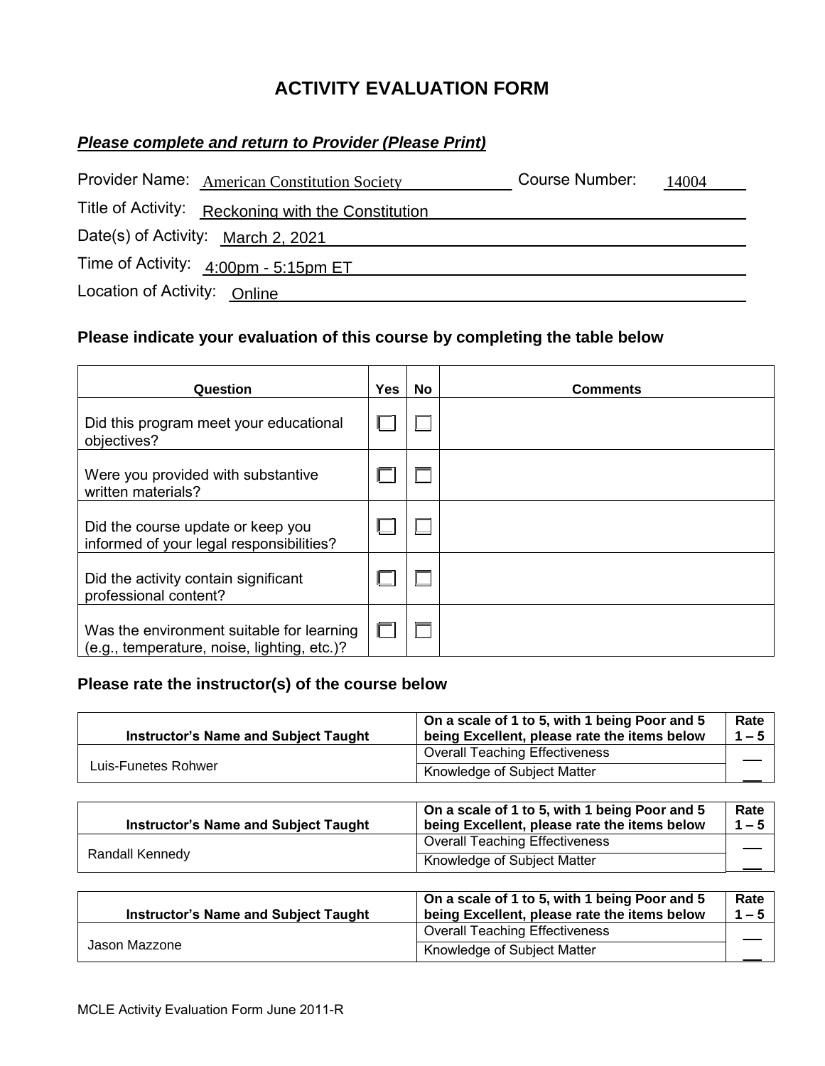# ACTIVITY EVALUATION FORM

***Please complete and return to Provider (Please Print)***

Provider Name: American Constitution Society Course Number: 14004

Title of Activity: Reckoning with the Constitution

Date(s) of Activity: March 2, 2021

Time of Activity: 4:00pm - 5:15pm ET

Location of Activity: Online

### Please indicate your evaluation of this course by completing the table below

| Question | Yes | No | Comments |
|---|---|---|---|
| Did this program meet your educational objectives? | ☐ | ☐ | |
| Were you provided with substantive written materials? | ☐ | ☐ | |
| Did the course update or keep you informed of your legal responsibilities? | ☐ | ☐ | |
| Did the activity contain significant professional content? | ☐ | ☐ | |
| Was the environment suitable for learning (e.g., temperature, noise, lighting, etc.)? | ☐ | ☐ | |

### Please rate the instructor(s) of the course below

| Instructor's Name and Subject Taught | On a scale of 1 to 5, with 1 being Poor and 5 being Excellent, please rate the items below | Rate 1 – 5 |
|---|---|---|
| Luis-Funetes Rohwer | Overall Teaching Effectiveness | ___ |
| | Knowledge of Subject Matter | ___ |

| Instructor's Name and Subject Taught | On a scale of 1 to 5, with 1 being Poor and 5 being Excellent, please rate the items below | Rate 1 – 5 |
|---|---|---|
| Randall Kennedy | Overall Teaching Effectiveness | ___ |
| | Knowledge of Subject Matter | ___ |

| Instructor's Name and Subject Taught | On a scale of 1 to 5, with 1 being Poor and 5 being Excellent, please rate the items below | Rate 1 – 5 |
|---|---|---|
| Jason Mazzone | Overall Teaching Effectiveness | ___ |
| | Knowledge of Subject Matter | ___ |

MCLE Activity Evaluation Form June 2011-R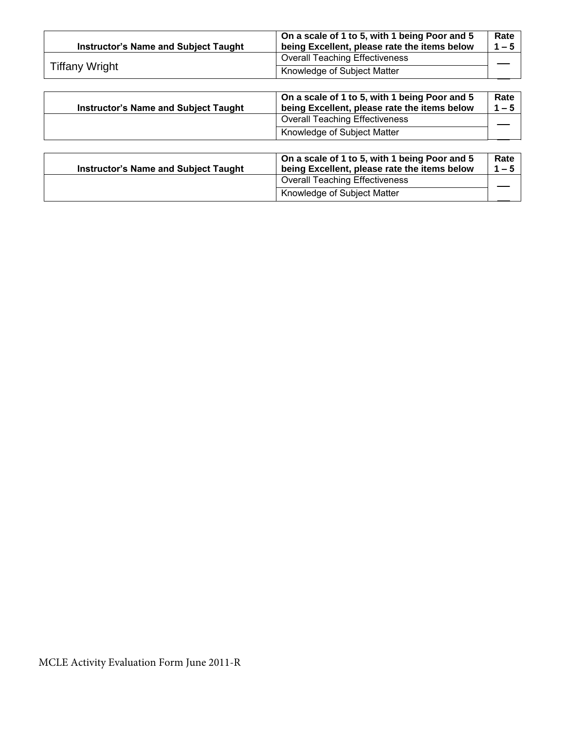| Instructor's Name and Subject Taught | On a scale of 1 to 5, with 1 being Poor and 5 being Excellent, please rate the items below | Rate 1 – 5 |
|---|---|---|
| Tiffany Wright | Overall Teaching Effectiveness | ___ |
| | Knowledge of Subject Matter | ___ |

| Instructor's Name and Subject Taught | On a scale of 1 to 5, with 1 being Poor and 5 being Excellent, please rate the items below | Rate 1 – 5 |
|---|---|---|
| | Overall Teaching Effectiveness | ___ |
| | Knowledge of Subject Matter | ___ |

| Instructor's Name and Subject Taught | On a scale of 1 to 5, with 1 being Poor and 5 being Excellent, please rate the items below | Rate 1 – 5 |
|---|---|---|
| | Overall Teaching Effectiveness | ___ |
| | Knowledge of Subject Matter | ___ |

MCLE Activity Evaluation Form June 2011-R